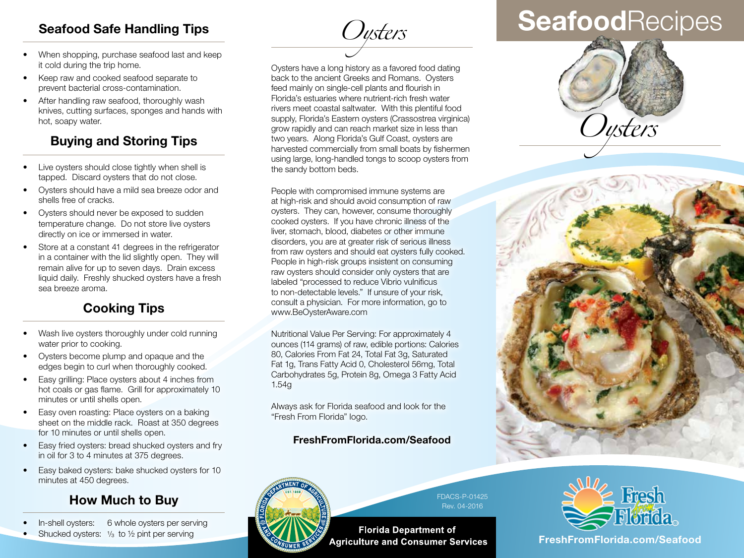## Seafood Safe Handling Tips

- When shopping, purchase seafood last and keep it cold during the trip home.
- Keep raw and cooked seafood separate to prevent bacterial cross-contamination.
- After handling raw seafood, thoroughly wash knives, cutting surfaces, sponges and hands with hot, soapy water.

## Buying and Storing Tips

- Live oysters should close tightly when shell is tapped. Discard oysters that do not close.
- Oysters should have a mild sea breeze odor and shells free of cracks.
- Oysters should never be exposed to sudden temperature change. Do not store live oysters directly on ice or immersed in water.
- Store at a constant 41 degrees in the refrigerator in a container with the lid slightly open. They will remain alive for up to seven days. Drain excess liquid daily. Freshly shucked oysters have a fresh sea breeze aroma.

## Cooking Tips

- Wash live oysters thoroughly under cold running water prior to cooking.
- Oysters become plump and opaque and the edges begin to curl when thoroughly cooked.
- Easy grilling: Place oysters about 4 inches from hot coals or gas flame. Grill for approximately 10 minutes or until shells open.
- Easy oven roasting: Place oysters on a baking sheet on the middle rack. Roast at 350 degrees for 10 minutes or until shells open.
- Easy fried oysters: bread shucked oysters and fry in oil for 3 to 4 minutes at 375 degrees.
- Easy baked oysters: bake shucked oysters for 10 minutes at 450 degrees.

## How Much to Buy

- In-shell oysters: 6 whole oysters per serving
- Shucked oysters: ⅓ to ½ pint per serving

# *Oysters*

Oysters have a long history as a favored food dating back to the ancient Greeks and Romans. Oysters feed mainly on single-cell plants and flourish in Florida's estuaries where nutrient-rich fresh water rivers meet coastal saltwater. With this plentiful food supply, Florida's Eastern oysters (Crassostrea virginica) grow rapidly and can reach market size in less than two years. Along Florida's Gulf Coast, oysters are harvested commercially from small boats by fishermen using large, long-handled tongs to scoop oysters from the sandy bottom beds.

People with compromised immune systems are at high-risk and should avoid consumption of raw oysters. They can, however, consume thoroughly cooked oysters. If you have chronic illness of the liver, stomach, blood, diabetes or other immune disorders, you are at greater risk of serious illness from raw oysters and should eat oysters fully cooked. People in high-risk groups insistent on consuming raw oysters should consider only oysters that are labeled "processed to reduce Vibrio vulnificus to non-detectable levels." If unsure of your risk, consult a physician. For more information, go to www.BeOysterAware.com

Nutritional Value Per Serving: For approximately 4 ounces (114 grams) of raw, edible portions: Calories 80, Calories From Fat 24, Total Fat 3g, Saturated Fat 1g, Trans Fatty Acid 0, Cholesterol 56mg, Total Carbohydrates 5g, Protein 8g, Omega 3 Fatty Acid 1.54g

Always ask for Florida seafood and look for the "Fresh From Florida" logo.

**FreshFromFlorida.com/Seafood**

FDACS-P-01425
Rev. 04-2016

**Florida Department of Agriculture and Consumer Services**

# **Seafood**Recipes

# *Oysters*

**FreshFromFlorida.com/Seafood**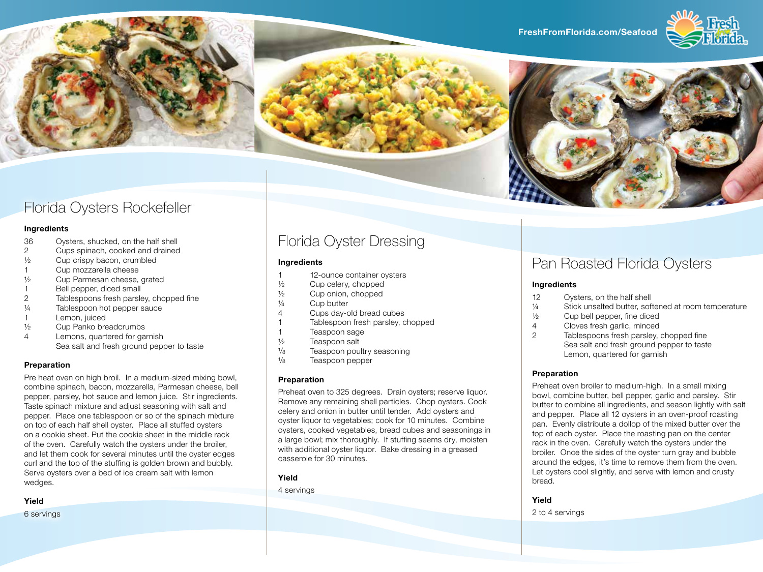FreshFromFlorida.com/Seafood

## Florida Oysters Rockefeller

**Ingredients**

| | |
|---|---|
| 36 | Oysters, shucked, on the half shell |
| 2 | Cups spinach, cooked and drained |
| ½ | Cup crispy bacon, crumbled |
| 1 | Cup mozzarella cheese |
| ½ | Cup Parmesan cheese, grated |
| 1 | Bell pepper, diced small |
| 2 | Tablespoons fresh parsley, chopped fine |
| ¼ | Tablespoon hot pepper sauce |
| 1 | Lemon, juiced |
| ½ | Cup Panko breadcrumbs |
| 4 | Lemons, quartered for garnish |
| | Sea salt and fresh ground pepper to taste |

**Preparation**

Pre heat oven on high broil. In a medium-sized mixing bowl, combine spinach, bacon, mozzarella, Parmesan cheese, bell pepper, parsley, hot sauce and lemon juice. Stir ingredients. Taste spinach mixture and adjust seasoning with salt and pepper. Place one tablespoon or so of the spinach mixture on top of each half shell oyster. Place all stuffed oysters on a cookie sheet. Put the cookie sheet in the middle rack of the oven. Carefully watch the oysters under the broiler, and let them cook for several minutes until the oyster edges curl and the top of the stuffing is golden brown and bubbly. Serve oysters over a bed of ice cream salt with lemon wedges.

**Yield**

6 servings

## Florida Oyster Dressing

**Ingredients**

| | |
|---|---|
| 1 | 12-ounce container oysters |
| ½ | Cup celery, chopped |
| ½ | Cup onion, chopped |
| ¼ | Cup butter |
| 4 | Cups day-old bread cubes |
| 1 | Tablespoon fresh parsley, chopped |
| 1 | Teaspoon sage |
| ½ | Teaspoon salt |
| ⅛ | Teaspoon poultry seasoning |
| ⅛ | Teaspoon pepper |

**Preparation**

Preheat oven to 325 degrees. Drain oysters; reserve liquor. Remove any remaining shell particles. Chop oysters. Cook celery and onion in butter until tender. Add oysters and oyster liquor to vegetables; cook for 10 minutes. Combine oysters, cooked vegetables, bread cubes and seasonings in a large bowl; mix thoroughly. If stuffing seems dry, moisten with additional oyster liquor. Bake dressing in a greased casserole for 30 minutes.

**Yield**

4 servings

## Pan Roasted Florida Oysters

**Ingredients**

| | |
|---|---|
| 12 | Oysters, on the half shell |
| ¼ | Stick unsalted butter, softened at room temperature |
| ½ | Cup bell pepper, fine diced |
| 4 | Cloves fresh garlic, minced |
| 2 | Tablespoons fresh parsley, chopped fine |
| | Sea salt and fresh ground pepper to taste |
| | Lemon, quartered for garnish |

**Preparation**

Preheat oven broiler to medium-high. In a small mixing bowl, combine butter, bell pepper, garlic and parsley. Stir butter to combine all ingredients, and season lightly with salt and pepper. Place all 12 oysters in an oven-proof roasting pan. Evenly distribute a dollop of the mixed butter over the top of each oyster. Place the roasting pan on the center rack in the oven. Carefully watch the oysters under the broiler. Once the sides of the oyster turn gray and bubble around the edges, it's time to remove them from the oven. Let oysters cool slightly, and serve with lemon and crusty bread.

**Yield**

2 to 4 servings